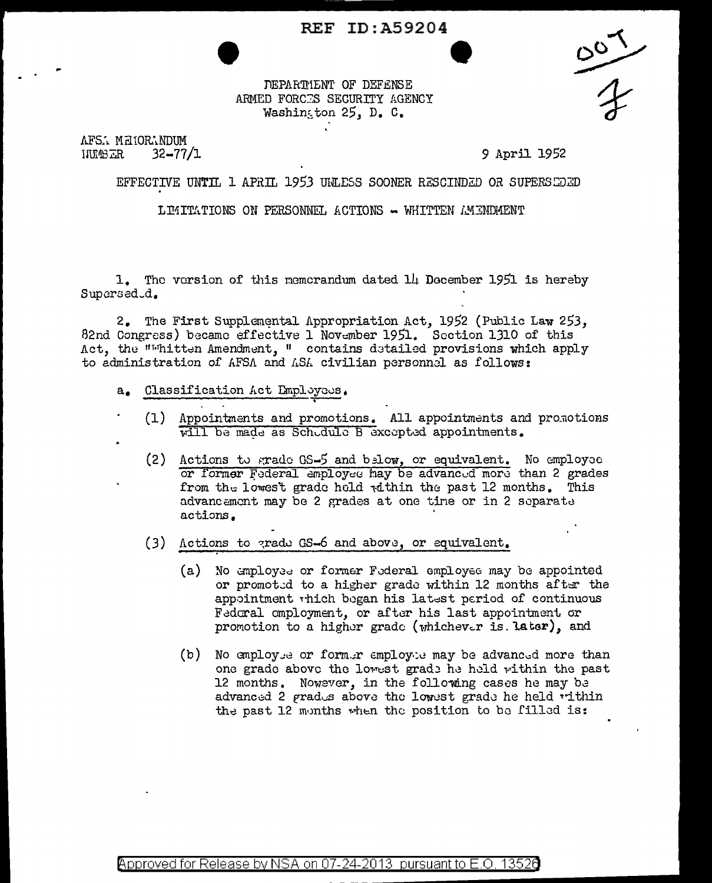REF ID:A59204

DEPARTMENT OF DEFENSE
ARMED FORCES SECURITY AGENCY
Washington 25, D. C.

AFSA MEMORANDUM
NUMBER 32-77/1

9 April 1952

EFFECTIVE UNTIL 1 APRIL 1953 UNLESS SOONER RESCINDED OR SUPERSEDED

LIMITATIONS ON PERSONNEL ACTIONS - WHITTEN AMENDMENT

1. The version of this memorandum dated 14 December 1951 is hereby Superseded.

2. The First Supplemental Appropriation Act, 1952 (Public Law 253, 82nd Congress) became effective 1 November 1951. Section 1310 of this Act, the "Whitten Amendment," contains detailed provisions which apply to administration of AFSA and ASA civilian personnel as follows:

a. Classification Act Employees.

(1) Appointments and promotions. All appointments and promotions will be made as Schedule B excepted appointments.

(2) Actions to grade GS-5 and below, or equivalent. No employee or former Federal employee may be advanced more than 2 grades from the lowest grade held within the past 12 months. This advancement may be 2 grades at one time or in 2 separate actions.

(3) Actions to grade GS-6 and above, or equivalent.

(a) No employee or former Federal employee may be appointed or promoted to a higher grade within 12 months after the appointment which began his latest period of continuous Federal employment, or after his last appointment or promotion to a higher grade (whichever is later), and

(b) No employee or former employee may be advanced more than one grade above the lowest grade he held within the past 12 months. However, in the following cases he may be advanced 2 grades above the lowest grade he held within the past 12 months when the position to be filled is:

Approved for Release by NSA on 07-24-2013 pursuant to E.O. 13526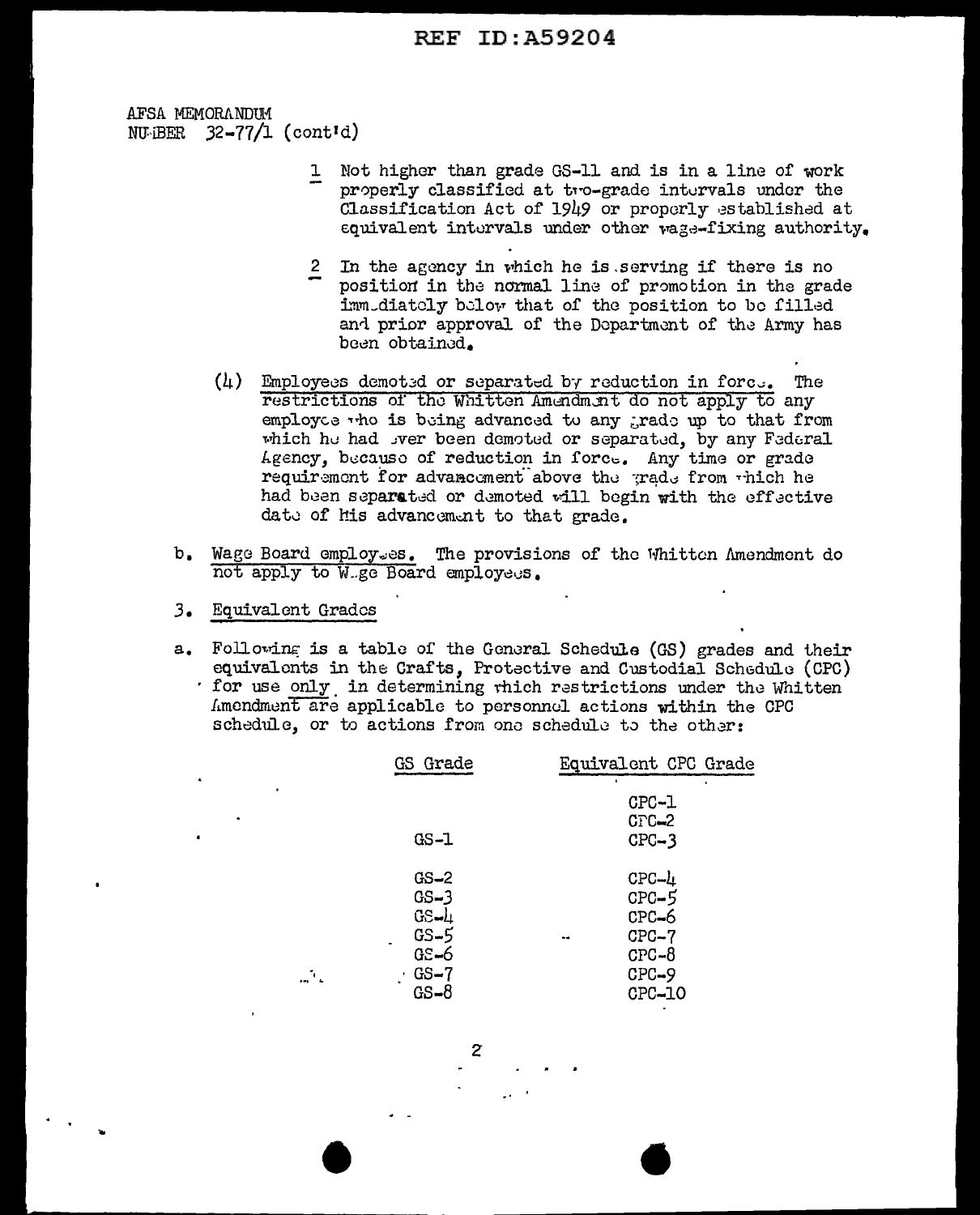AFSA MEMORANDUM
NUMBER 32-77/1 (cont'd)

1 Not higher than grade GS-11 and is in a line of work properly classified at two-grade intervals under the Classification Act of 1949 or properly established at equivalent intervals under other wage-fixing authority.

2 In the agency in which he is serving if there is no position in the normal line of promotion in the grade immediately below that of the position to be filled and prior approval of the Department of the Army has been obtained.

(4) Employees demoted or separated by reduction in force. The restrictions of the Whitten Amendment do not apply to any employee who is being advanced to any grade up to that from which he had ever been demoted or separated, by any Federal Agency, because of reduction in force. Any time or grade requirement for advancement above the grade from which he had been separated or demoted will begin with the effective date of his advancement to that grade.

b. Wage Board employees. The provisions of the Whitten Amendment do not apply to Wage Board employees.

3. Equivalent Grades

a. Following is a table of the General Schedule (GS) grades and their equivalents in the Crafts, Protective and Custodial Schedule (CPC) for use only in determining which restrictions under the Whitten Amendment are applicable to personnel actions within the CPC schedule, or to actions from one schedule to the other:

| GS Grade | Equivalent CPC Grade |
|---|---|
| | CPC-1 |
| | CPC-2 |
| GS-1 | CPC-3 |
| GS-2 | CPC-4 |
| GS-3 | CPC-5 |
| GS-4 | CPC-6 |
| GS-5 | CPC-7 |
| GS-6 | CPC-8 |
| GS-7 | CPC-9 |
| GS-8 | CPC-10 |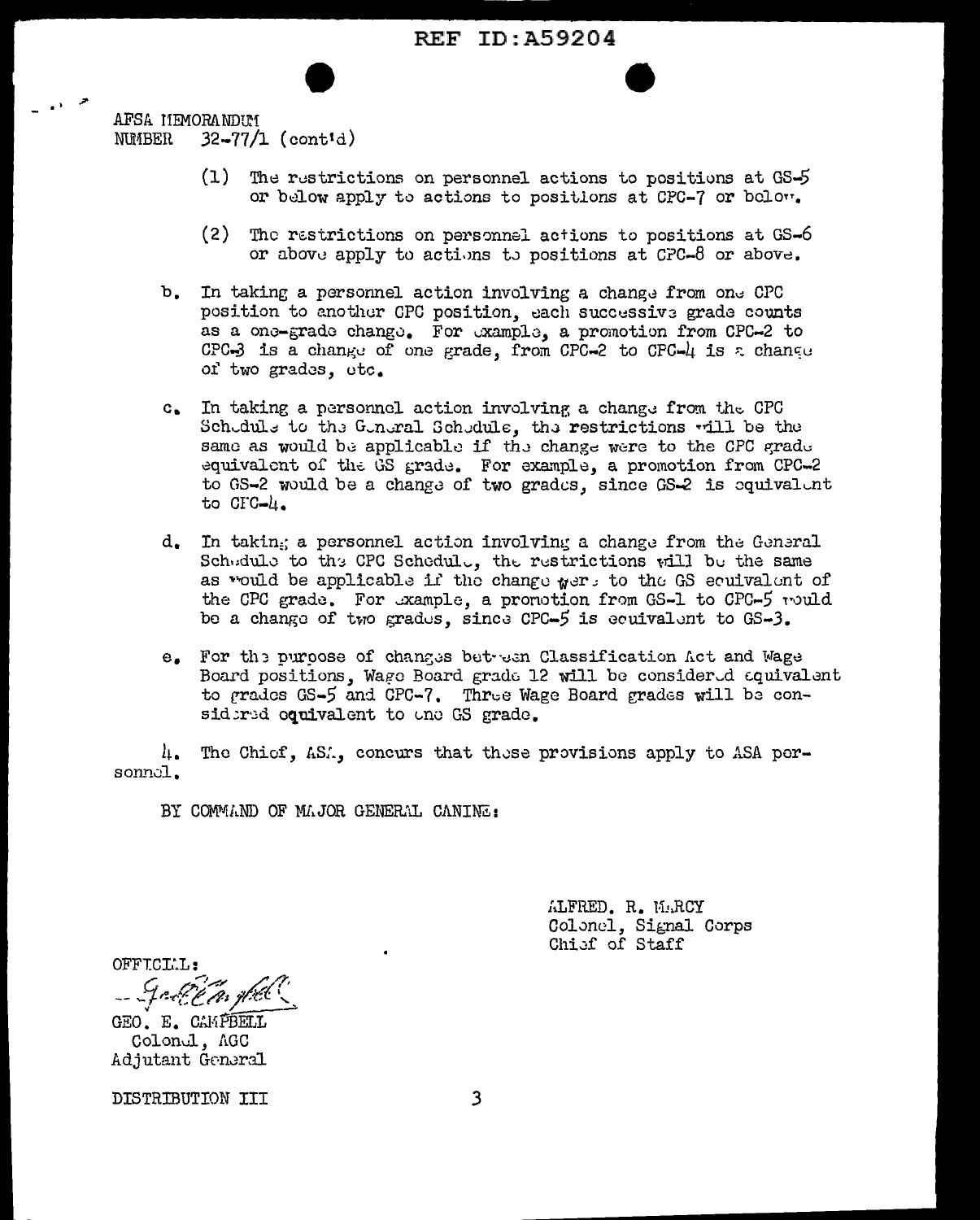AFSA MEMORANDUM
NUMBER 32-77/1 (cont'd)

(1) The restrictions on personnel actions to positions at GS-5 or below apply to actions to positions at CPC-7 or below.

(2) The restrictions on personnel actions to positions at GS-6 or above apply to actions to positions at CPC-8 or above.

b. In taking a personnel action involving a change from one CPC position to another CPC position, each successive grade counts as a one-grade change. For example, a promotion from CPC-2 to CPC-3 is a change of one grade, from CPC-2 to CPC-4 is a change of two grades, etc.

c. In taking a personnel action involving a change from the CPC Schedule to the General Schedule, the restrictions will be the same as would be applicable if the change were to the CPC grade equivalent of the GS grade. For example, a promotion from CPC-2 to GS-2 would be a change of two grades, since GS-2 is equivalent to CPC-4.

d. In taking a personnel action involving a change from the General Schedule to the CPC Schedule, the restrictions will be the same as would be applicable if the change were to the GS equivalent of the CPC grade. For example, a promotion from GS-1 to CPC-5 would be a change of two grades, since CPC-5 is equivalent to GS-3.

e. For the purpose of changes between Classification Act and Wage Board positions, Wage Board grade 12 will be considered equivalent to grades GS-5 and CPC-7. Three Wage Board grades will be considered equivalent to one GS grade.

4. The Chief, ASA, concurs that these provisions apply to ASA personnel.

BY COMMAND OF MAJOR GENERAL CANINE:

ALFRED. R. MARCY
Colonel, Signal Corps
Chief of Staff

OFFICIAL:

GEO. E. CAMPBELL
Colonel, AGC
Adjutant General

DISTRIBUTION III